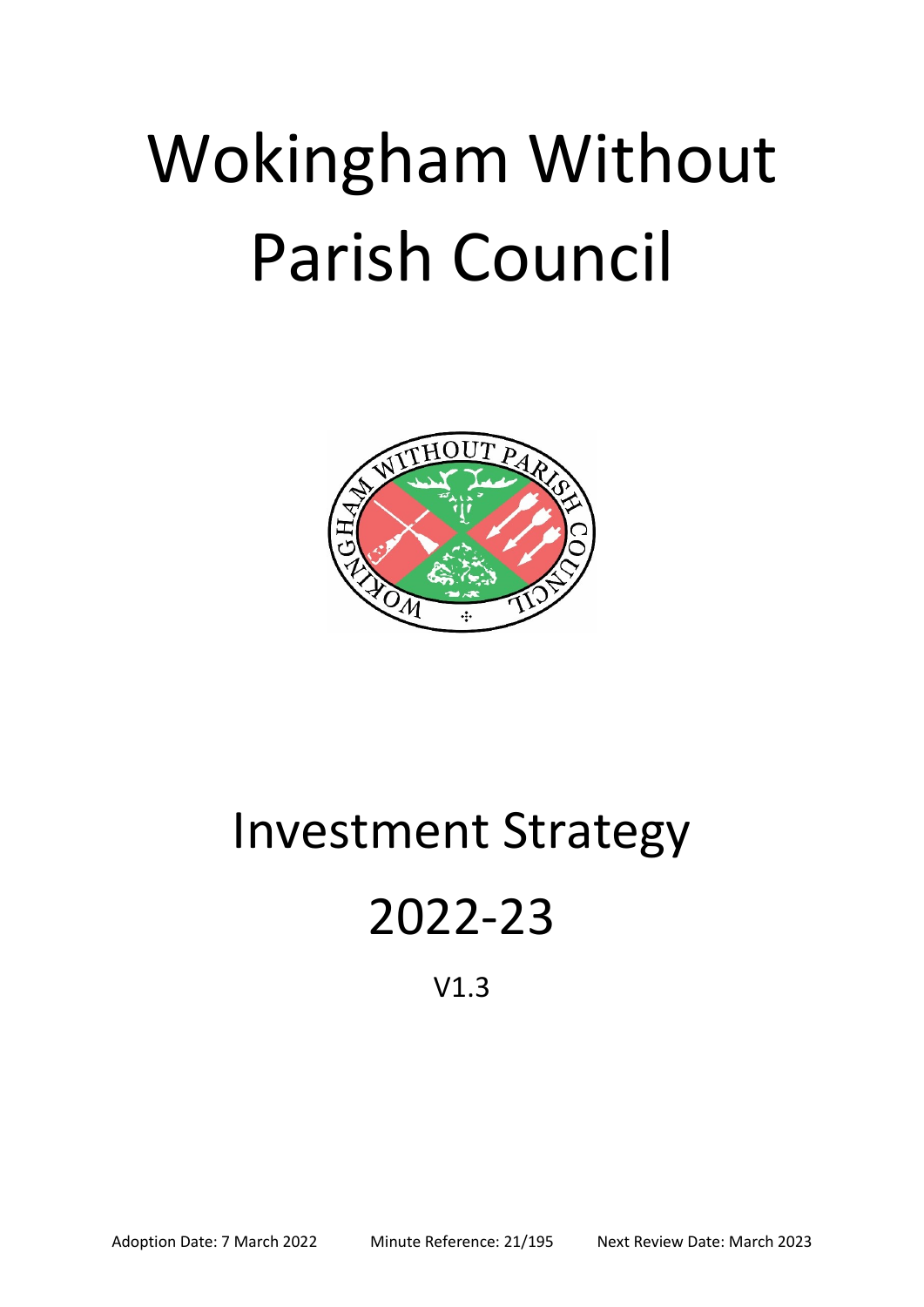# Wokingham Without Parish Council

# Investment Strategy 2022-23

V1.3

Adoption Date: 7 March 2022 Minute Reference: 21/195 Next Review Date: March 2023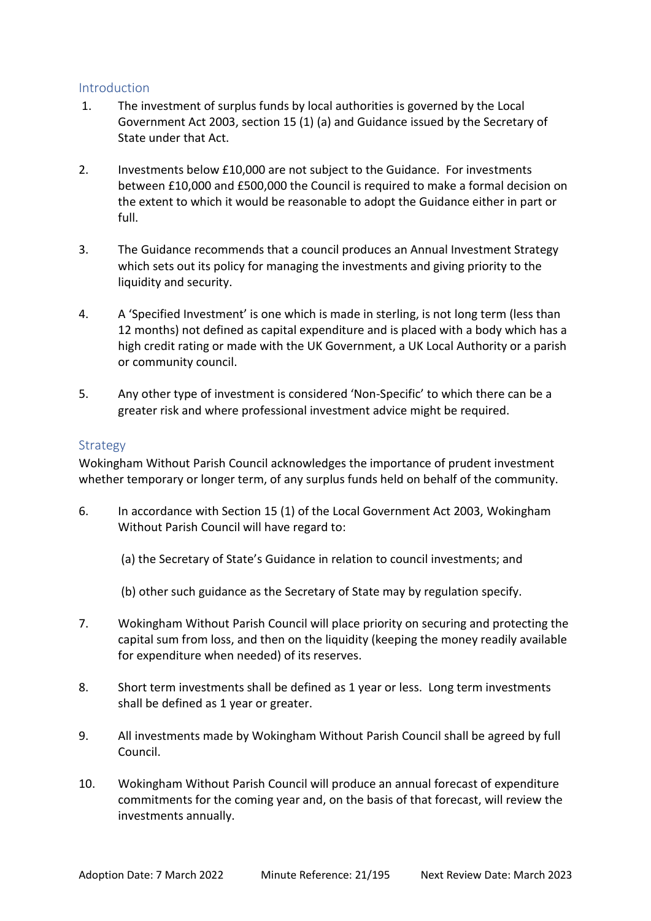## Introduction

1. The investment of surplus funds by local authorities is governed by the Local Government Act 2003, section 15 (1) (a) and Guidance issued by the Secretary of State under that Act.

2. Investments below £10,000 are not subject to the Guidance. For investments between £10,000 and £500,000 the Council is required to make a formal decision on the extent to which it would be reasonable to adopt the Guidance either in part or full.

3. The Guidance recommends that a council produces an Annual Investment Strategy which sets out its policy for managing the investments and giving priority to the liquidity and security.

4. A 'Specified Investment' is one which is made in sterling, is not long term (less than 12 months) not defined as capital expenditure and is placed with a body which has a high credit rating or made with the UK Government, a UK Local Authority or a parish or community council.

5. Any other type of investment is considered 'Non-Specific' to which there can be a greater risk and where professional investment advice might be required.

## Strategy

Wokingham Without Parish Council acknowledges the importance of prudent investment whether temporary or longer term, of any surplus funds held on behalf of the community.

6. In accordance with Section 15 (1) of the Local Government Act 2003, Wokingham Without Parish Council will have regard to:

   (a) the Secretary of State's Guidance in relation to council investments; and

   (b) other such guidance as the Secretary of State may by regulation specify.

7. Wokingham Without Parish Council will place priority on securing and protecting the capital sum from loss, and then on the liquidity (keeping the money readily available for expenditure when needed) of its reserves.

8. Short term investments shall be defined as 1 year or less. Long term investments shall be defined as 1 year or greater.

9. All investments made by Wokingham Without Parish Council shall be agreed by full Council.

10. Wokingham Without Parish Council will produce an annual forecast of expenditure commitments for the coming year and, on the basis of that forecast, will review the investments annually.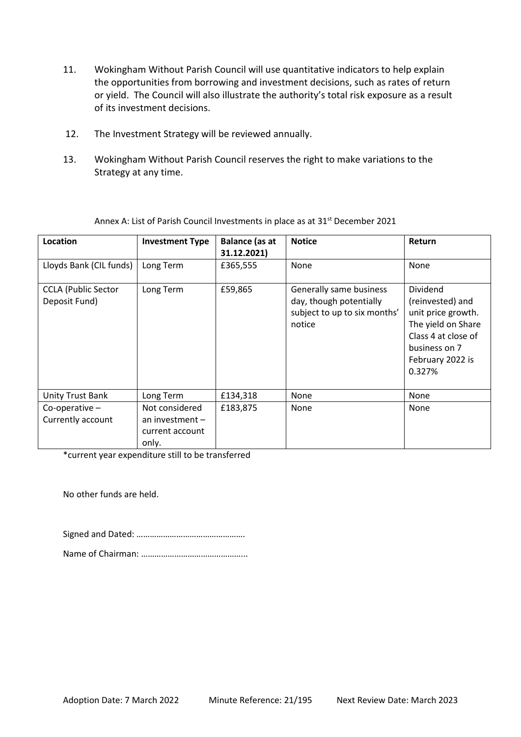11. Wokingham Without Parish Council will use quantitative indicators to help explain the opportunities from borrowing and investment decisions, such as rates of return or yield. The Council will also illustrate the authority's total risk exposure as a result of its investment decisions.

12. The Investment Strategy will be reviewed annually.

13. Wokingham Without Parish Council reserves the right to make variations to the Strategy at any time.

Annex A: List of Parish Council Investments in place as at 31st December 2021

| **Location** | **Investment Type** | **Balance (as at 31.12.2021)** | **Notice** | **Return** |
|---|---|---|---|---|
| Lloyds Bank (CIL funds) | Long Term | £365,555 | None | None |
| CCLA (Public Sector Deposit Fund) | Long Term | £59,865 | Generally same business day, though potentially subject to up to six months' notice | Dividend (reinvested) and unit price growth. The yield on Share Class 4 at close of business on 7 February 2022 is 0.327% |
| Unity Trust Bank | Long Term | £134,318 | None | None |
| Co-operative – Currently account | Not considered an investment – current account only. | £183,875 | None | None |

*current year expenditure still to be transferred

No other funds are held.

Signed and Dated: ………………………………………….

Name of Chairman: ………………………………………..

Adoption Date: 7 March 2022 Minute Reference: 21/195 Next Review Date: March 2023